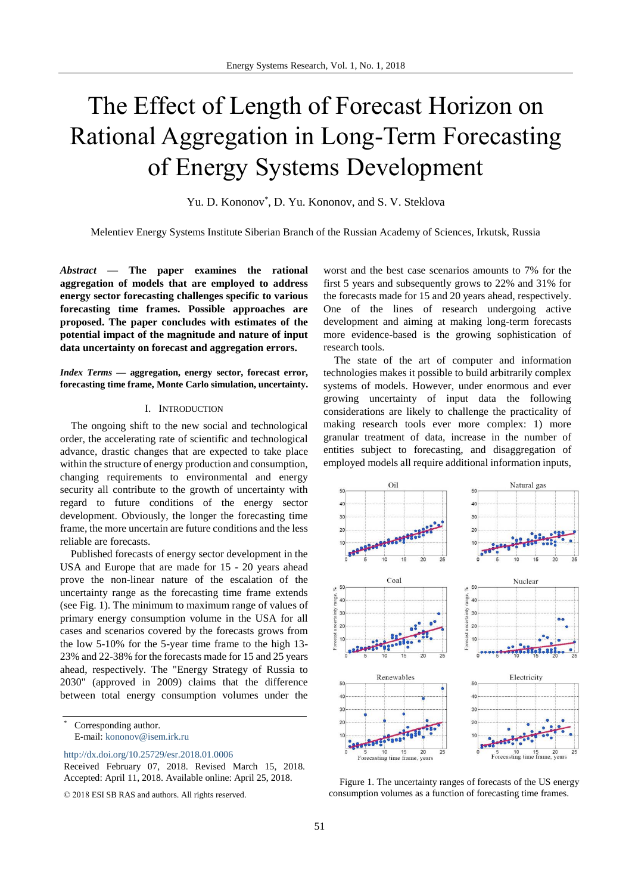# The Effect of Length of Forecast Horizon on Rational Aggregation in Long-Term Forecasting of Energy Systems Development

Yu. D. Kononov*, D. Yu. Kononov, and S. V. Steklova

Melentiev Energy Systems Institute Siberian Branch of the Russian Academy of Sciences, Irkutsk, Russia

***Abstract* — The paper examines the rational aggregation of models that are employed to address energy sector forecasting challenges specific to various forecasting time frames. Possible approaches are proposed. The paper concludes with estimates of the potential impact of the magnitude and nature of input data uncertainty on forecast and aggregation errors.**

***Index Terms* — aggregation, energy sector, forecast error, forecasting time frame, Monte Carlo simulation, uncertainty.**

## I. Introduction

The ongoing shift to the new social and technological order, the accelerating rate of scientific and technological advance, drastic changes that are expected to take place within the structure of energy production and consumption, changing requirements to environmental and energy security all contribute to the growth of uncertainty with regard to future conditions of the energy sector development. Obviously, the longer the forecasting time frame, the more uncertain are future conditions and the less reliable are forecasts.

Published forecasts of energy sector development in the USA and Europe that are made for 15 - 20 years ahead prove the non-linear nature of the escalation of the uncertainty range as the forecasting time frame extends (see Fig. 1). The minimum to maximum range of values of primary energy consumption volume in the USA for all cases and scenarios covered by the forecasts grows from the low 5-10% for the 5-year time frame to the high 13-23% and 22-38% for the forecasts made for 15 and 25 years ahead, respectively. The "Energy Strategy of Russia to 2030" (approved in 2009) claims that the difference between total energy consumption volumes under the worst and the best case scenarios amounts to 7% for the first 5 years and subsequently grows to 22% and 31% for the forecasts made for 15 and 20 years ahead, respectively. One of the lines of research undergoing active development and aiming at making long-term forecasts more evidence-based is the growing sophistication of research tools.

The state of the art of computer and information technologies makes it possible to build arbitrarily complex systems of models. However, under enormous and ever growing uncertainty of input data the following considerations are likely to challenge the practicality of making research tools ever more complex: 1) more granular treatment of data, increase in the number of entities subject to forecasting, and disaggregation of employed models all require additional information inputs,

Figure 1. The uncertainty ranges of forecasts of the US energy consumption volumes as a function of forecasting time frames.

* Corresponding author.
E-mail: kononov@isem.irk.ru

http://dx.doi.org/10.25729/esr.2018.01.0006

Received February 07, 2018. Revised March 15, 2018. Accepted: April 11, 2018. Available online: April 25, 2018.

© 2018 ESI SB RAS and authors. All rights reserved.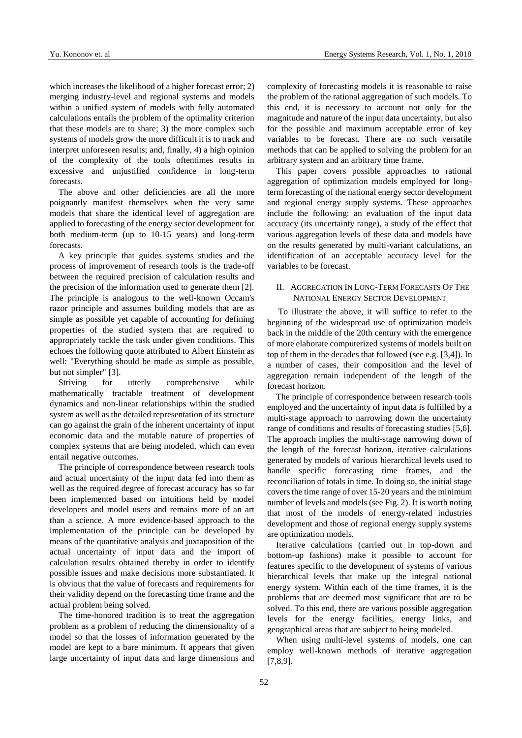which increases the likelihood of a higher forecast error; 2) merging industry-level and regional systems and models within a unified system of models with fully automated calculations entails the problem of the optimality criterion that these models are to share; 3) the more complex such systems of models grow the more difficult it is to track and interpret unforeseen results; and, finally, 4) a high opinion of the complexity of the tools oftentimes results in excessive and unjustified confidence in long-term forecasts.

The above and other deficiencies are all the more poignantly manifest themselves when the very same models that share the identical level of aggregation are applied to forecasting of the energy sector development for both medium-term (up to 10-15 years) and long-term forecasts.

A key principle that guides systems studies and the process of improvement of research tools is the trade-off between the required precision of calculation results and the precision of the information used to generate them [2]. The principle is analogous to the well-known Occam's razor principle and assumes building models that are as simple as possible yet capable of accounting for defining properties of the studied system that are required to appropriately tackle the task under given conditions. This echoes the following quote attributed to Albert Einstein as well: "Everything should be made as simple as possible, but not simpler" [3].

Striving for utterly comprehensive while mathematically tractable treatment of development dynamics and non-linear relationships within the studied system as well as the detailed representation of its structure can go against the grain of the inherent uncertainty of input economic data and the mutable nature of properties of complex systems that are being modeled, which can even entail negative outcomes.

The principle of correspondence between research tools and actual uncertainty of the input data fed into them as well as the required degree of forecast accuracy has so far been implemented based on intuitions held by model developers and model users and remains more of an art than a science. A more evidence-based approach to the implementation of the principle can be developed by means of the quantitative analysis and juxtaposition of the actual uncertainty of input data and the import of calculation results obtained thereby in order to identify possible issues and make decisions more substantiated. It is obvious that the value of forecasts and requirements for their validity depend on the forecasting time frame and the actual problem being solved.

The time-honored tradition is to treat the aggregation problem as a problem of reducing the dimensionality of a model so that the losses of information generated by the model are kept to a bare minimum. It appears that given large uncertainty of input data and large dimensions and complexity of forecasting models it is reasonable to raise the problem of the rational aggregation of such models. To this end, it is necessary to account not only for the magnitude and nature of the input data uncertainty, but also for the possible and maximum acceptable error of key variables to be forecast. There are no such versatile methods that can be applied to solving the problem for an arbitrary system and an arbitrary time frame.

This paper covers possible approaches to rational aggregation of optimization models employed for long-term forecasting of the national energy sector development and regional energy supply systems. These approaches include the following: an evaluation of the input data accuracy (its uncertainty range), a study of the effect that various aggregation levels of these data and models have on the results generated by multi-variant calculations, an identification of an acceptable accuracy level for the variables to be forecast.

## II. Aggregation In Long-Term Forecasts Of The National Energy Sector Development

To illustrate the above, it will suffice to refer to the beginning of the widespread use of optimization models back in the middle of the 20th century with the emergence of more elaborate computerized systems of models built on top of them in the decades that followed (see e.g. [3,4]). In a number of cases, their composition and the level of aggregation remain independent of the length of the forecast horizon.

The principle of correspondence between research tools employed and the uncertainty of input data is fulfilled by a multi-stage approach to narrowing down the uncertainty range of conditions and results of forecasting studies [5,6]. The approach implies the multi-stage narrowing down of the length of the forecast horizon, iterative calculations generated by models of various hierarchical levels used to handle specific forecasting time frames, and the reconciliation of totals in time. In doing so, the initial stage covers the time range of over 15-20 years and the minimum number of levels and models (see Fig. 2). It is worth noting that most of the models of energy-related industries development and those of regional energy supply systems are optimization models.

Iterative calculations (carried out in top-down and bottom-up fashions) make it possible to account for features specific to the development of systems of various hierarchical levels that make up the integral national energy system. Within each of the time frames, it is the problems that are deemed most significant that are to be solved. To this end, there are various possible aggregation levels for the energy facilities, energy links, and geographical areas that are subject to being modeled.

When using multi-level systems of models, one can employ well-known methods of iterative aggregation [7,8,9].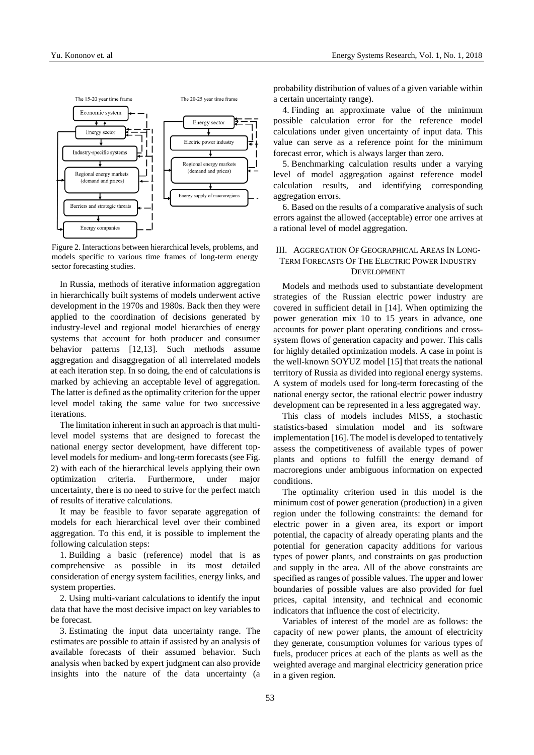Figure 2. Interactions between hierarchical levels, problems, and models specific to various time frames of long-term energy sector forecasting studies.

In Russia, methods of iterative information aggregation in hierarchically built systems of models underwent active development in the 1970s and 1980s. Back then they were applied to the coordination of decisions generated by industry-level and regional model hierarchies of energy systems that account for both producer and consumer behavior patterns [12,13]. Such methods assume aggregation and disaggregation of all interrelated models at each iteration step. In so doing, the end of calculations is marked by achieving an acceptable level of aggregation. The latter is defined as the optimality criterion for the upper level model taking the same value for two successive iterations.

The limitation inherent in such an approach is that multi-level model systems that are designed to forecast the national energy sector development, have different top-level models for medium- and long-term forecasts (see Fig. 2) with each of the hierarchical levels applying their own optimization criteria. Furthermore, under major uncertainty, there is no need to strive for the perfect match of results of iterative calculations.

It may be feasible to favor separate aggregation of models for each hierarchical level over their combined aggregation. To this end, it is possible to implement the following calculation steps:

1. Building a basic (reference) model that is as comprehensive as possible in its most detailed consideration of energy system facilities, energy links, and system properties.

2. Using multi-variant calculations to identify the input data that have the most decisive impact on key variables to be forecast.

3. Estimating the input data uncertainty range. The estimates are possible to attain if assisted by an analysis of available forecasts of their assumed behavior. Such analysis when backed by expert judgment can also provide insights into the nature of the data uncertainty (a probability distribution of values of a given variable within a certain uncertainty range).

4. Finding an approximate value of the minimum possible calculation error for the reference model calculations under given uncertainty of input data. This value can serve as a reference point for the minimum forecast error, which is always larger than zero.

5. Benchmarking calculation results under a varying level of model aggregation against reference model calculation results, and identifying corresponding aggregation errors.

6. Based on the results of a comparative analysis of such errors against the allowed (acceptable) error one arrives at a rational level of model aggregation.

## III. Aggregation Of Geographical Areas In Long-Term Forecasts Of The Electric Power Industry Development

Models and methods used to substantiate development strategies of the Russian electric power industry are covered in sufficient detail in [14]. When optimizing the power generation mix 10 to 15 years in advance, one accounts for power plant operating conditions and cross-system flows of generation capacity and power. This calls for highly detailed optimization models. A case in point is the well-known SOYUZ model [15] that treats the national territory of Russia as divided into regional energy systems. A system of models used for long-term forecasting of the national energy sector, the rational electric power industry development can be represented in a less aggregated way.

This class of models includes MISS, a stochastic statistics-based simulation model and its software implementation [16]. The model is developed to tentatively assess the competitiveness of available types of power plants and options to fulfill the energy demand of macroregions under ambiguous information on expected conditions.

The optimality criterion used in this model is the minimum cost of power generation (production) in a given region under the following constraints: the demand for electric power in a given area, its export or import potential, the capacity of already operating plants and the potential for generation capacity additions for various types of power plants, and constraints on gas production and supply in the area. All of the above constraints are specified as ranges of possible values. The upper and lower boundaries of possible values are also provided for fuel prices, capital intensity, and technical and economic indicators that influence the cost of electricity.

Variables of interest of the model are as follows: the capacity of new power plants, the amount of electricity they generate, consumption volumes for various types of fuels, producer prices at each of the plants as well as the weighted average and marginal electricity generation price in a given region.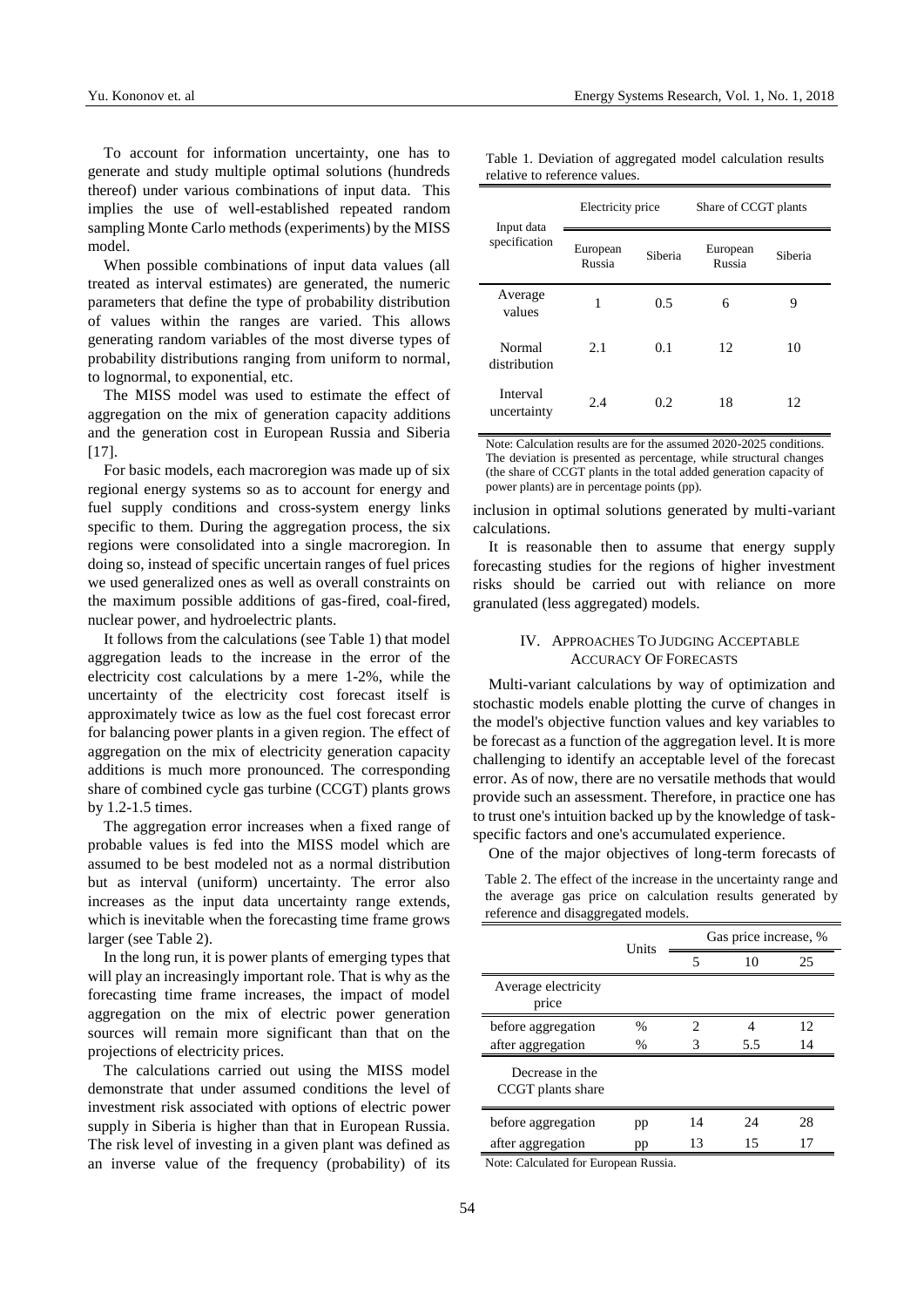To account for information uncertainty, one has to generate and study multiple optimal solutions (hundreds thereof) under various combinations of input data. This implies the use of well-established repeated random sampling Monte Carlo methods (experiments) by the MISS model.

When possible combinations of input data values (all treated as interval estimates) are generated, the numeric parameters that define the type of probability distribution of values within the ranges are varied. This allows generating random variables of the most diverse types of probability distributions ranging from uniform to normal, to lognormal, to exponential, etc.

The MISS model was used to estimate the effect of aggregation on the mix of generation capacity additions and the generation cost in European Russia and Siberia [17].

For basic models, each macroregion was made up of six regional energy systems so as to account for energy and fuel supply conditions and cross-system energy links specific to them. During the aggregation process, the six regions were consolidated into a single macroregion. In doing so, instead of specific uncertain ranges of fuel prices we used generalized ones as well as overall constraints on the maximum possible additions of gas-fired, coal-fired, nuclear power, and hydroelectric plants.

It follows from the calculations (see Table 1) that model aggregation leads to the increase in the error of the electricity cost calculations by a mere 1-2%, while the uncertainty of the electricity cost forecast itself is approximately twice as low as the fuel cost forecast error for balancing power plants in a given region. The effect of aggregation on the mix of electricity generation capacity additions is much more pronounced. The corresponding share of combined cycle gas turbine (CCGT) plants grows by 1.2-1.5 times.

The aggregation error increases when a fixed range of probable values is fed into the MISS model which are assumed to be best modeled not as a normal distribution but as interval (uniform) uncertainty. The error also increases as the input data uncertainty range extends, which is inevitable when the forecasting time frame grows larger (see Table 2).

In the long run, it is power plants of emerging types that will play an increasingly important role. That is why as the forecasting time frame increases, the impact of model aggregation on the mix of electric power generation sources will remain more significant than that on the projections of electricity prices.

The calculations carried out using the MISS model demonstrate that under assumed conditions the level of investment risk associated with options of electric power supply in Siberia is higher than that in European Russia. The risk level of investing in a given plant was defined as an inverse value of the frequency (probability) of its inclusion in optimal solutions generated by multi-variant calculations.

Table 1. Deviation of aggregated model calculation results relative to reference values.

| Input data specification | Electricity price | | Share of CCGT plants | |
|---|---|---|---|---|
| | European Russia | Siberia | European Russia | Siberia |
| Average values | 1 | 0.5 | 6 | 9 |
| Normal distribution | 2.1 | 0.1 | 12 | 10 |
| Interval uncertainty | 2.4 | 0.2 | 18 | 12 |

Note: Calculation results are for the assumed 2020-2025 conditions. The deviation is presented as percentage, while structural changes (the share of CCGT plants in the total added generation capacity of power plants) are in percentage points (pp).

It is reasonable then to assume that energy supply forecasting studies for the regions of higher investment risks should be carried out with reliance on more granulated (less aggregated) models.

## IV. Approaches To Judging Acceptable Accuracy Of Forecasts

Multi-variant calculations by way of optimization and stochastic models enable plotting the curve of changes in the model's objective function values and key variables to be forecast as a function of the aggregation level. It is more challenging to identify an acceptable level of the forecast error. As of now, there are no versatile methods that would provide such an assessment. Therefore, in practice one has to trust one's intuition backed up by the knowledge of task-specific factors and one's accumulated experience.

One of the major objectives of long-term forecasts of

Table 2. The effect of the increase in the uncertainty range and the average gas price on calculation results generated by reference and disaggregated models.

| | Units | Gas price increase, % | | |
|---|---|---|---|---|
| | | 5 | 10 | 25 |
| Average electricity price | | | | |
| before aggregation | % | 2 | 4 | 12 |
| after aggregation | % | 3 | 5.5 | 14 |
| Decrease in the CCGT plants share | | | | |
| before aggregation | pp | 14 | 24 | 28 |
| after aggregation | pp | 13 | 15 | 17 |

Note: Calculated for European Russia.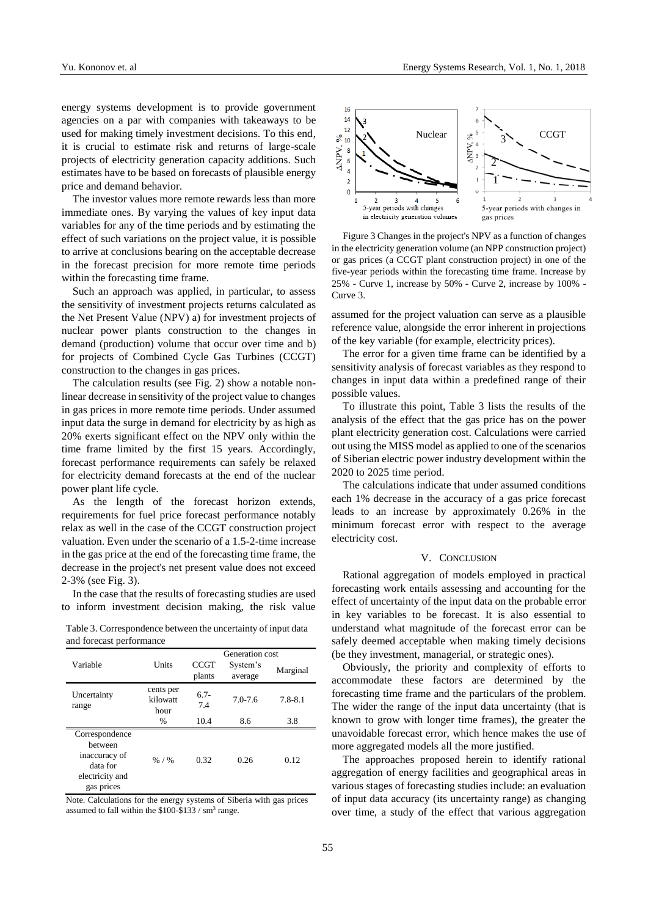energy systems development is to provide government agencies on a par with companies with takeaways to be used for making timely investment decisions. To this end, it is crucial to estimate risk and returns of large-scale projects of electricity generation capacity additions. Such estimates have to be based on forecasts of plausible energy price and demand behavior.

The investor values more remote rewards less than more immediate ones. By varying the values of key input data variables for any of the time periods and by estimating the effect of such variations on the project value, it is possible to arrive at conclusions bearing on the acceptable decrease in the forecast precision for more remote time periods within the forecasting time frame.

Such an approach was applied, in particular, to assess the sensitivity of investment projects returns calculated as the Net Present Value (NPV) a) for investment projects of nuclear power plants construction to the changes in demand (production) volume that occur over time and b) for projects of Combined Cycle Gas Turbines (CCGT) construction to the changes in gas prices.

The calculation results (see Fig. 2) show a notable non-linear decrease in sensitivity of the project value to changes in gas prices in more remote time periods. Under assumed input data the surge in demand for electricity by as high as 20% exerts significant effect on the NPV only within the time frame limited by the first 15 years. Accordingly, forecast performance requirements can safely be relaxed for electricity demand forecasts at the end of the nuclear power plant life cycle.

As the length of the forecast horizon extends, requirements for fuel price forecast performance notably relax as well in the case of the CCGT construction project valuation. Even under the scenario of a 1.5-2-time increase in the gas price at the end of the forecasting time frame, the decrease in the project's net present value does not exceed 2-3% (see Fig. 3).

In the case that the results of forecasting studies are used to inform investment decision making, the risk value assumed for the project valuation can serve as a plausible reference value, alongside the error inherent in projections of the key variable (for example, electricity prices).

Figure 3 Changes in the project's NPV as a function of changes in the electricity generation volume (an NPP construction project) or gas prices (a CCGT plant construction project) in one of the five-year periods within the forecasting time frame. Increase by 25% - Curve 1, increase by 50% - Curve 2, increase by 100% - Curve 3.

The error for a given time frame can be identified by a sensitivity analysis of forecast variables as they respond to changes in input data within a predefined range of their possible values.

To illustrate this point, Table 3 lists the results of the analysis of the effect that the gas price has on the power plant electricity generation cost. Calculations were carried out using the MISS model as applied to one of the scenarios of Siberian electric power industry development within the 2020 to 2025 time period.

The calculations indicate that under assumed conditions each 1% decrease in the accuracy of a gas price forecast leads to an increase by approximately 0.26% in the minimum forecast error with respect to the average electricity cost.

Table 3. Correspondence between the uncertainty of input data and forecast performance

| Variable | Units | Generation cost | | |
|---|---|---|---|---|
| | | CCGT plants | System's average | Marginal |
| Uncertainty range | cents per kilowatt hour | 6.7-7.4 | 7.0-7.6 | 7.8-8.1 |
| | % | 10.4 | 8.6 | 3.8 |
| Correspondence between inaccuracy of data for electricity and gas prices | % / % | 0.32 | 0.26 | 0.12 |

Note. Calculations for the energy systems of Siberia with gas prices assumed to fall within the \$100-\$133 / sm$^3$ range.

## V. Conclusion

Rational aggregation of models employed in practical forecasting work entails assessing and accounting for the effect of uncertainty of the input data on the probable error in key variables to be forecast. It is also essential to understand what magnitude of the forecast error can be safely deemed acceptable when making timely decisions (be they investment, managerial, or strategic ones).

Obviously, the priority and complexity of efforts to accommodate these factors are determined by the forecasting time frame and the particulars of the problem. The wider the range of the input data uncertainty (that is known to grow with longer time frames), the greater the unavoidable forecast error, which hence makes the use of more aggregated models all the more justified.

The approaches proposed herein to identify rational aggregation of energy facilities and geographical areas in various stages of forecasting studies include: an evaluation of input data accuracy (its uncertainty range) as changing over time, a study of the effect that various aggregation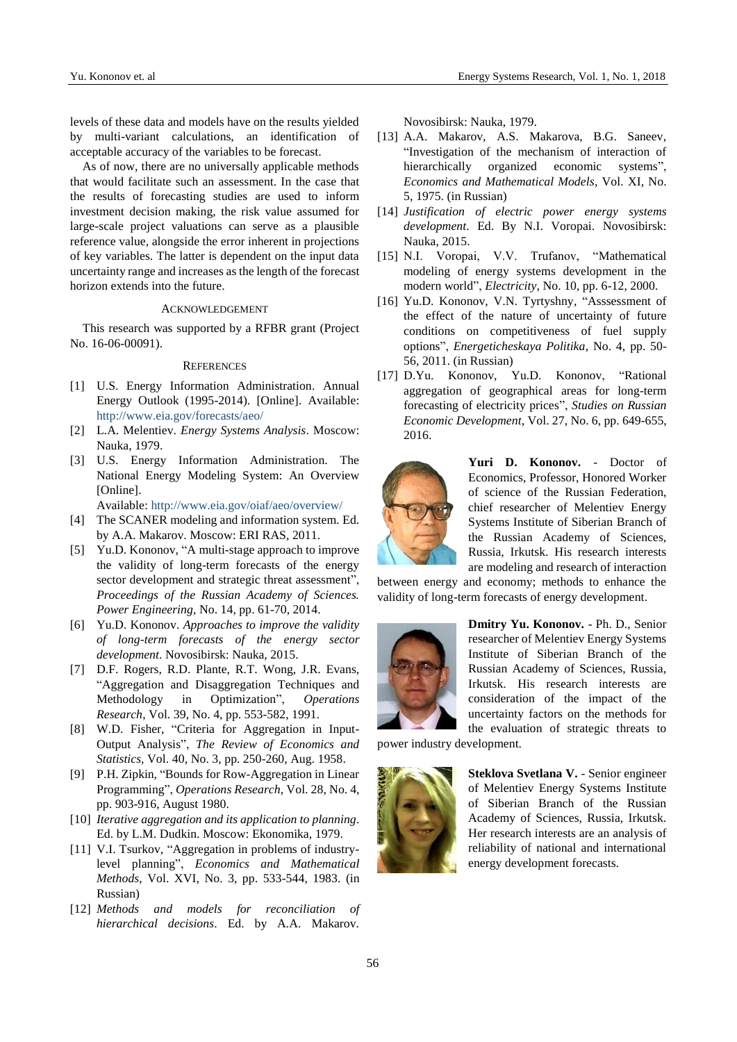levels of these data and models have on the results yielded by multi-variant calculations, an identification of acceptable accuracy of the variables to be forecast.

As of now, there are no universally applicable methods that would facilitate such an assessment. In the case that the results of forecasting studies are used to inform investment decision making, the risk value assumed for large-scale project valuations can serve as a plausible reference value, alongside the error inherent in projections of key variables. The latter is dependent on the input data uncertainty range and increases as the length of the forecast horizon extends into the future.

## Acknowledgement

This research was supported by a RFBR grant (Project No. 16-06-00091).

## References

[1] U.S. Energy Information Administration. Annual Energy Outlook (1995-2014). [Online]. Available: http://www.eia.gov/forecasts/aeo/

[2] L.A. Melentiev. *Energy Systems Analysis*. Moscow: Nauka, 1979.

[3] U.S. Energy Information Administration. The National Energy Modeling System: An Overview [Online]. Available: http://www.eia.gov/oiaf/aeo/overview/

[4] The SCANER modeling and information system. Ed. by A.A. Makarov. Moscow: ERI RAS, 2011.

[5] Yu.D. Kononov, "A multi-stage approach to improve the validity of long-term forecasts of the energy sector development and strategic threat assessment", *Proceedings of the Russian Academy of Sciences. Power Engineering*, No. 14, pp. 61-70, 2014.

[6] Yu.D. Kononov. *Approaches to improve the validity of long-term forecasts of the energy sector development*. Novosibirsk: Nauka, 2015.

[7] D.F. Rogers, R.D. Plante, R.T. Wong, J.R. Evans, "Aggregation and Disaggregation Techniques and Methodology in Optimization", *Operations Research*, Vol. 39, No. 4, pp. 553-582, 1991.

[8] W.D. Fisher, "Criteria for Aggregation in Input-Output Analysis", *The Review of Economics and Statistics*, Vol. 40, No. 3, pp. 250-260, Aug. 1958.

[9] P.H. Zipkin, "Bounds for Row-Aggregation in Linear Programming", *Operations Research*, Vol. 28, No. 4, pp. 903-916, August 1980.

[10] *Iterative aggregation and its application to planning*. Ed. by L.M. Dudkin. Moscow: Ekonomika, 1979.

[11] V.I. Tsurkov, "Aggregation in problems of industry-level planning", *Economics and Mathematical Methods*, Vol. XVI, No. 3, pp. 533-544, 1983. (in Russian)

[12] *Methods and models for reconciliation of hierarchical decisions*. Ed. by A.A. Makarov. Novosibirsk: Nauka, 1979.

[13] A.A. Makarov, A.S. Makarova, B.G. Saneev, "Investigation of the mechanism of interaction of hierarchically organized economic systems", *Economics and Mathematical Models*, Vol. XI, No. 5, 1975. (in Russian)

[14] *Justification of electric power energy systems development*. Ed. By N.I. Voropai. Novosibirsk: Nauka, 2015.

[15] N.I. Voropai, V.V. Trufanov, "Mathematical modeling of energy systems development in the modern world", *Electricity*, No. 10, pp. 6-12, 2000.

[16] Yu.D. Kononov, V.N. Tyrtyshny, "Asssessment of the effect of the nature of uncertainty of future conditions on competitiveness of fuel supply options", *Energeticheskaya Politika*, No. 4, pp. 50-56, 2011. (in Russian)

[17] D.Yu. Kononov, Yu.D. Kononov, "Rational aggregation of geographical areas for long-term forecasting of electricity prices", *Studies on Russian Economic Development*, Vol. 27, No. 6, pp. 649-655, 2016.

**Yuri D. Kononov.** - Doctor of Economics, Professor, Honored Worker of science of the Russian Federation, chief researcher of Melentiev Energy Systems Institute of Siberian Branch of the Russian Academy of Sciences, Russia, Irkutsk. His research interests are modeling and research of interaction between energy and economy; methods to enhance the validity of long-term forecasts of energy development.

**Dmitry Yu. Kononov.** - Ph. D., Senior researcher of Melentiev Energy Systems Institute of Siberian Branch of the Russian Academy of Sciences, Russia, Irkutsk. His research interests are consideration of the impact of the uncertainty factors on the methods for the evaluation of strategic threats to power industry development.

**Steklova Svetlana V.** - Senior engineer of Melentiev Energy Systems Institute of Siberian Branch of the Russian Academy of Sciences, Russia, Irkutsk. Her research interests are an analysis of reliability of national and international energy development forecasts.